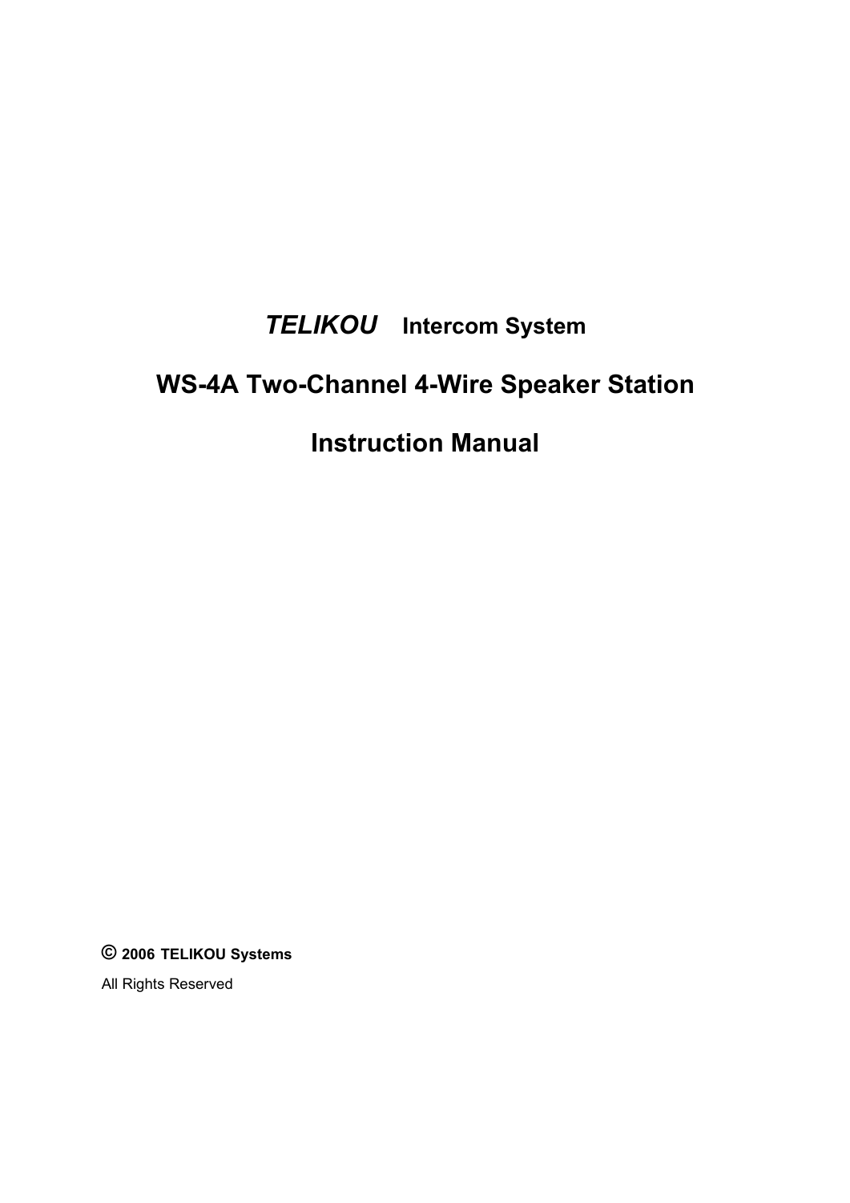# *TELIKOU* Intercom System

# WS-4A Two-Channel 4-Wire Speaker Station

# Instruction Manual

**© 2006 TELIKOU Systems**

All Rights Reserved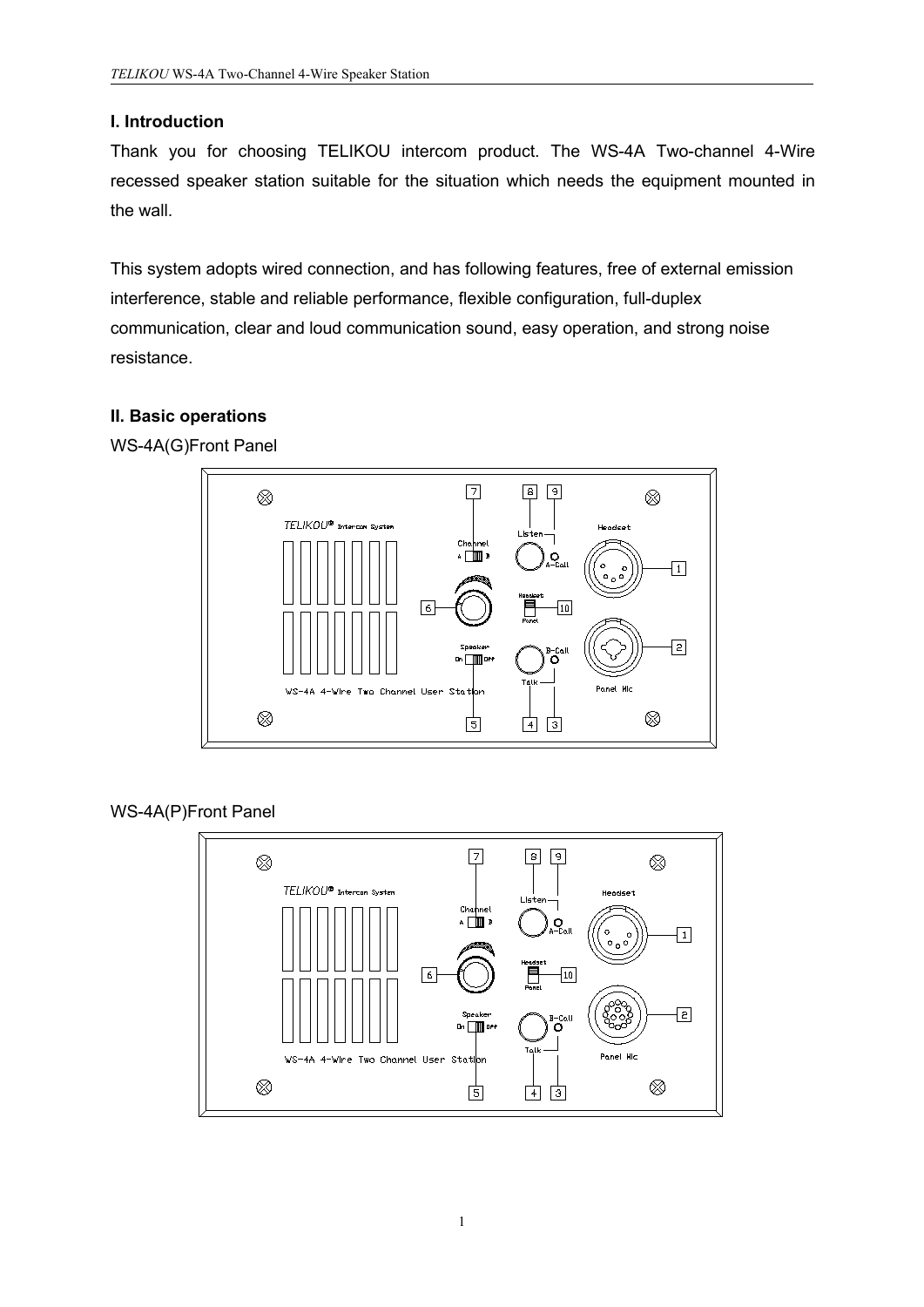## I. Introduction

Thank you for choosing TELIKOU intercom product. The WS-4A Two-channel 4-Wire recessed speaker station suitable for the situation which needs the equipment mounted in the wall.

This system adopts wired connection, and has following features, free of external emission interference, stable and reliable performance, flexible configuration, full-duplex communication, clear and loud communication sound, easy operation, and strong noise resistance.

## II. Basic operations

WS-4A(G)Front Panel

WS-4A(P)Front Panel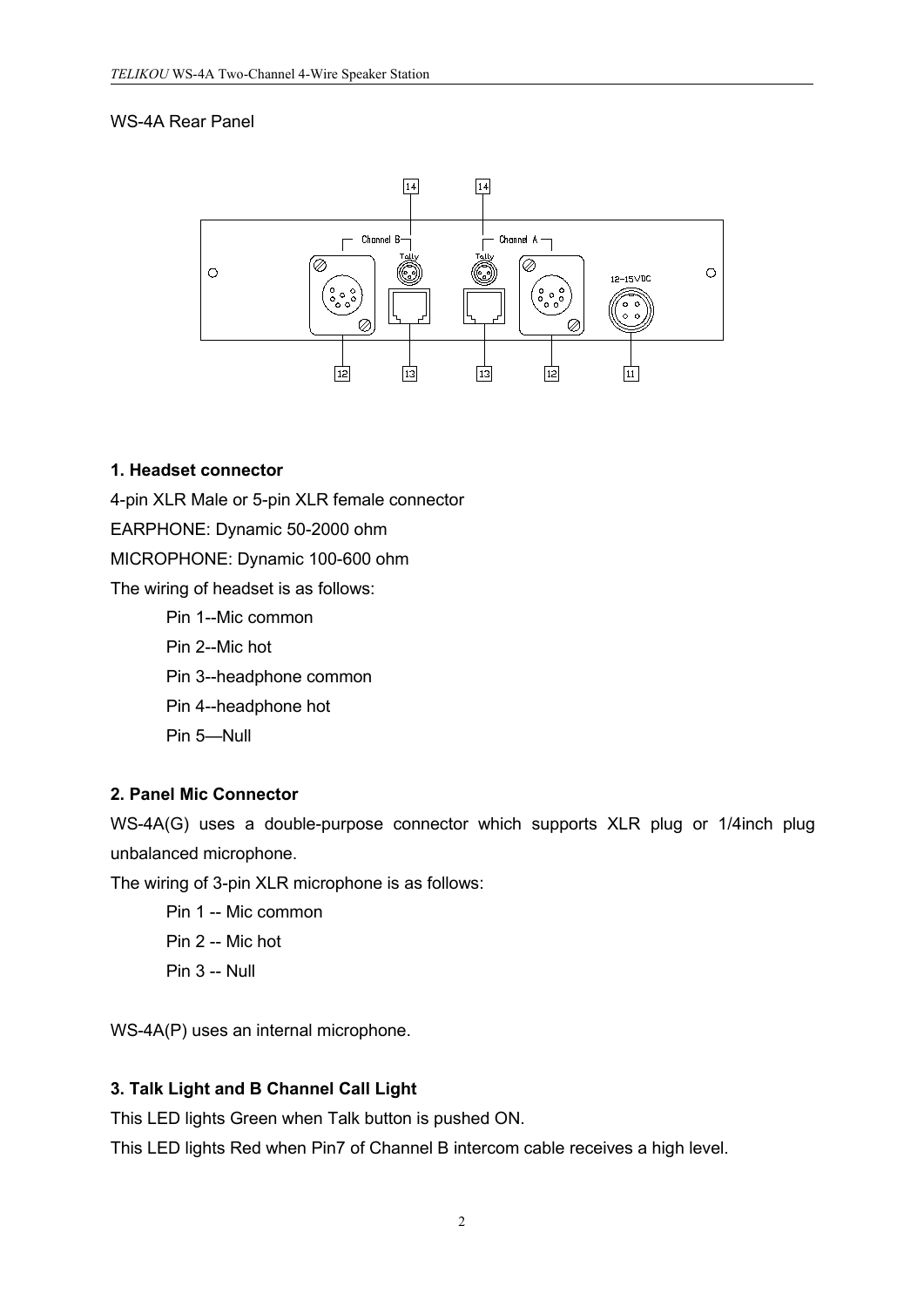WS-4A Rear Panel

### 1. Headset connector

4-pin XLR Male or 5-pin XLR female connector

EARPHONE: Dynamic 50-2000 ohm

MICROPHONE: Dynamic 100-600 ohm

The wiring of headset is as follows:

- Pin 1--Mic common
- Pin 2--Mic hot
- Pin 3--headphone common
- Pin 4--headphone hot
- Pin 5—Null

### 2. Panel Mic Connector

WS-4A(G) uses a double-purpose connector which supports XLR plug or 1/4inch plug unbalanced microphone.

The wiring of 3-pin XLR microphone is as follows:

- Pin 1 -- Mic common
- Pin 2 -- Mic hot
- Pin 3 -- Null

WS-4A(P) uses an internal microphone.

### 3. Talk Light and B Channel Call Light

This LED lights Green when Talk button is pushed ON.

This LED lights Red when Pin7 of Channel B intercom cable receives a high level.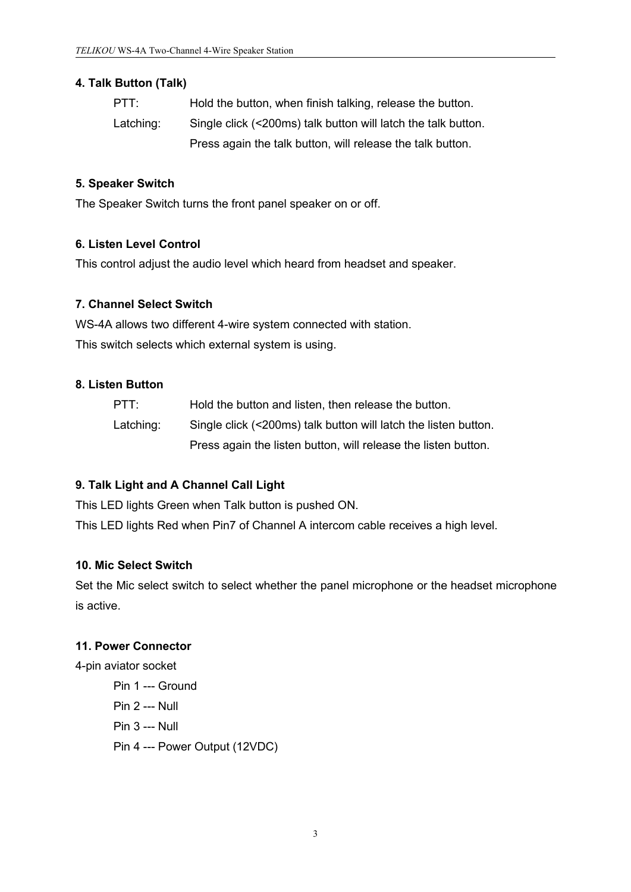**4. Talk Button (Talk)**

PTT: Hold the button, when finish talking, release the button.

Latching: Single click (<200ms) talk button will latch the talk button.
Press again the talk button, will release the talk button.

**5. Speaker Switch**

The Speaker Switch turns the front panel speaker on or off.

**6. Listen Level Control**

This control adjust the audio level which heard from headset and speaker.

**7. Channel Select Switch**

WS-4A allows two different 4-wire system connected with station.
This switch selects which external system is using.

**8. Listen Button**

PTT: Hold the button and listen, then release the button.

Latching: Single click (<200ms) talk button will latch the listen button.
Press again the listen button, will release the listen button.

**9. Talk Light and A Channel Call Light**

This LED lights Green when Talk button is pushed ON.
This LED lights Red when Pin7 of Channel A intercom cable receives a high level.

**10. Mic Select Switch**

Set the Mic select switch to select whether the panel microphone or the headset microphone is active.

**11. Power Connector**

4-pin aviator socket

Pin 1 --- Ground
Pin 2 --- Null
Pin 3 --- Null
Pin 4 --- Power Output (12VDC)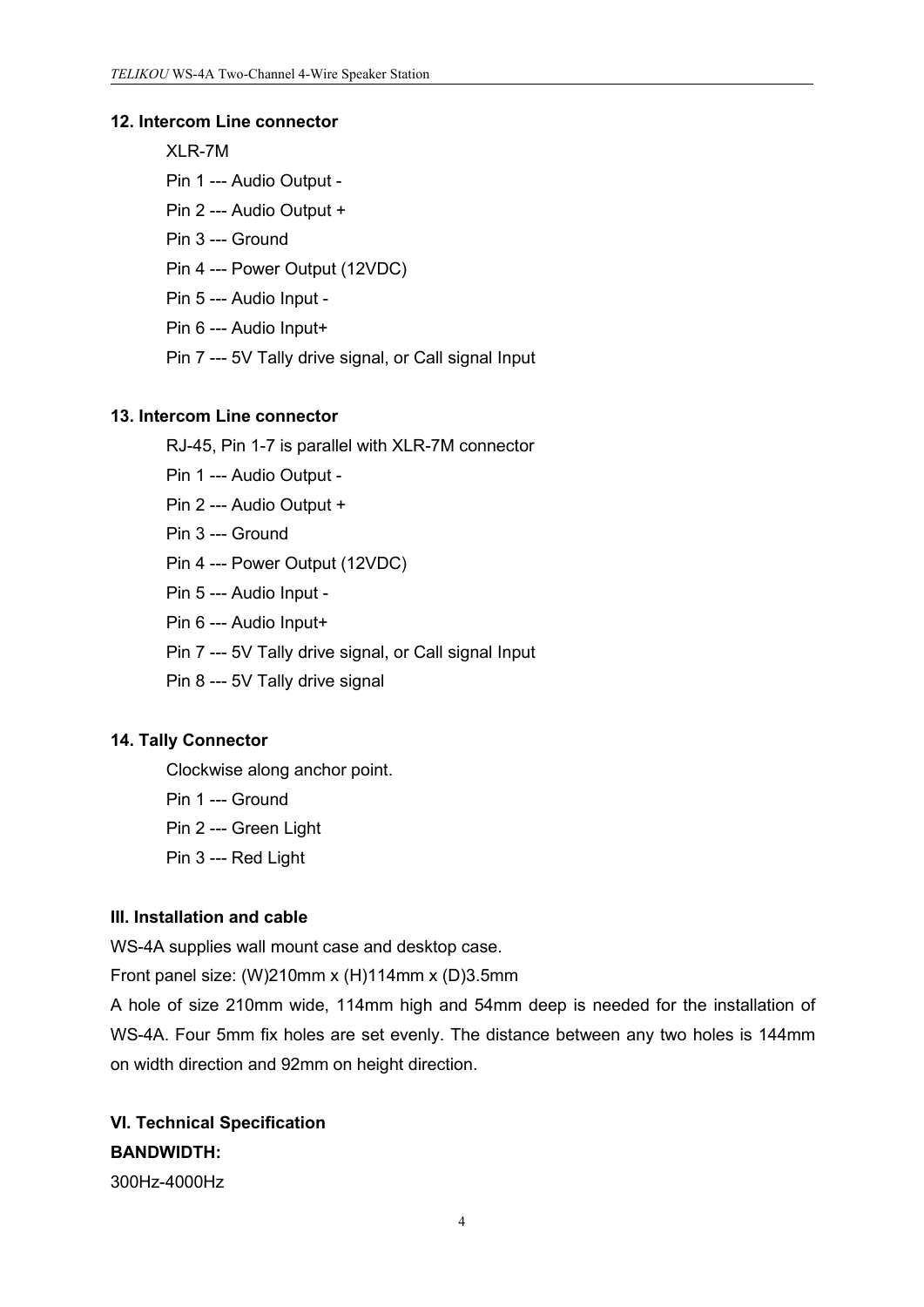**12. Intercom Line connector**

XLR-7M

Pin 1 --- Audio Output -

Pin 2 --- Audio Output +

Pin 3 --- Ground

Pin 4 --- Power Output (12VDC)

Pin 5 --- Audio Input -

Pin 6 --- Audio Input+

Pin 7 --- 5V Tally drive signal, or Call signal Input

**13. Intercom Line connector**

RJ-45, Pin 1-7 is parallel with XLR-7M connector

Pin 1 --- Audio Output -

Pin 2 --- Audio Output +

Pin 3 --- Ground

Pin 4 --- Power Output (12VDC)

Pin 5 --- Audio Input -

Pin 6 --- Audio Input+

Pin 7 --- 5V Tally drive signal, or Call signal Input

Pin 8 --- 5V Tally drive signal

**14. Tally Connector**

Clockwise along anchor point.

Pin 1 --- Ground

Pin 2 --- Green Light

Pin 3 --- Red Light

**III. Installation and cable**

WS-4A supplies wall mount case and desktop case.

Front panel size: (W)210mm x (H)114mm x (D)3.5mm

A hole of size 210mm wide, 114mm high and 54mm deep is needed for the installation of WS-4A. Four 5mm fix holes are set evenly. The distance between any two holes is 144mm on width direction and 92mm on height direction.

**VI. Technical Specification**

**BANDWIDTH:**

300Hz-4000Hz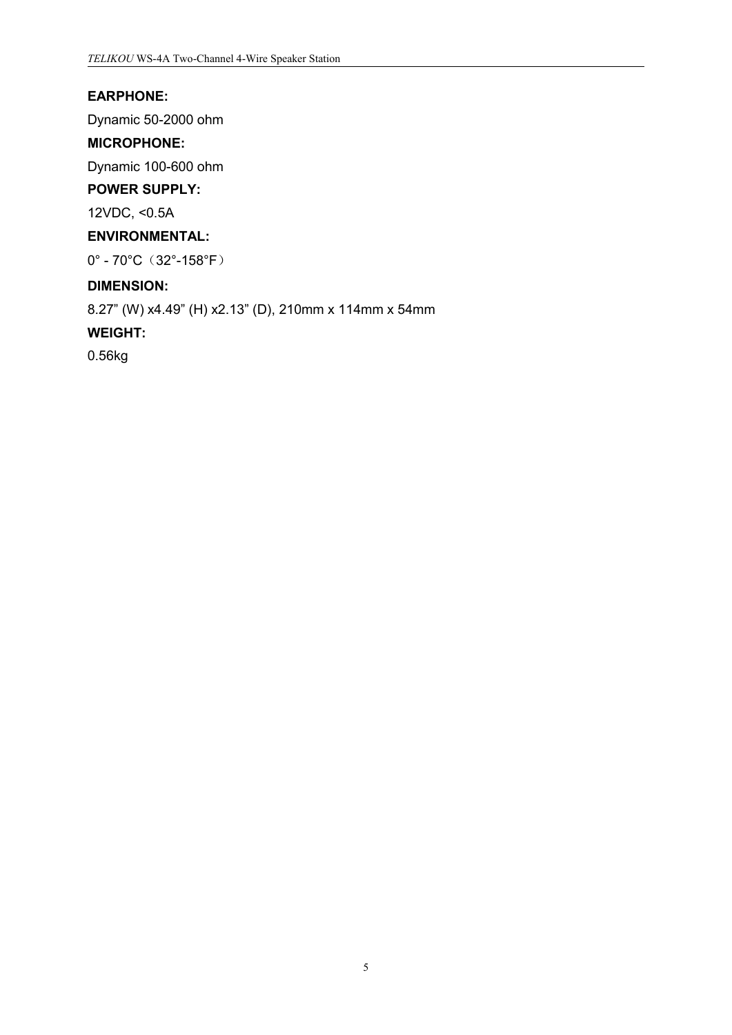**EARPHONE:**

Dynamic 50-2000 ohm

**MICROPHONE:**

Dynamic 100-600 ohm

**POWER SUPPLY:**

12VDC, <0.5A

**ENVIRONMENTAL:**

0° - 70°C（32°-158°F）

**DIMENSION:**

8.27” (W) x4.49” (H) x2.13” (D), 210mm x 114mm x 54mm

**WEIGHT:**

0.56kg